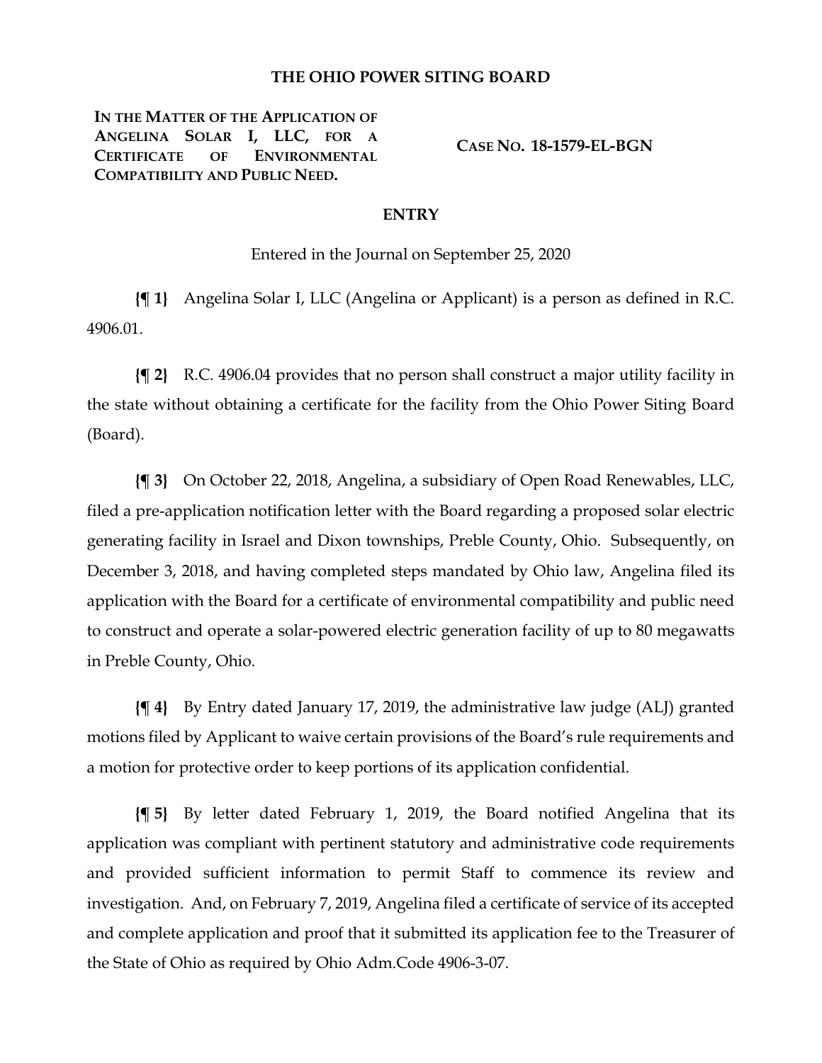# THE OHIO POWER SITING BOARD

**IN THE MATTER OF THE APPLICATION OF ANGELINA SOLAR I, LLC, FOR A CERTIFICATE OF ENVIRONMENTAL COMPATIBILITY AND PUBLIC NEED.**

**CASE NO. 18-1579-EL-BGN**

## ENTRY

Entered in the Journal on September 25, 2020

**{¶ 1}** Angelina Solar I, LLC (Angelina or Applicant) is a person as defined in R.C. 4906.01.

**{¶ 2}** R.C. 4906.04 provides that no person shall construct a major utility facility in the state without obtaining a certificate for the facility from the Ohio Power Siting Board (Board).

**{¶ 3}** On October 22, 2018, Angelina, a subsidiary of Open Road Renewables, LLC, filed a pre-application notification letter with the Board regarding a proposed solar electric generating facility in Israel and Dixon townships, Preble County, Ohio. Subsequently, on December 3, 2018, and having completed steps mandated by Ohio law, Angelina filed its application with the Board for a certificate of environmental compatibility and public need to construct and operate a solar-powered electric generation facility of up to 80 megawatts in Preble County, Ohio.

**{¶ 4}** By Entry dated January 17, 2019, the administrative law judge (ALJ) granted motions filed by Applicant to waive certain provisions of the Board's rule requirements and a motion for protective order to keep portions of its application confidential.

**{¶ 5}** By letter dated February 1, 2019, the Board notified Angelina that its application was compliant with pertinent statutory and administrative code requirements and provided sufficient information to permit Staff to commence its review and investigation. And, on February 7, 2019, Angelina filed a certificate of service of its accepted and complete application and proof that it submitted its application fee to the Treasurer of the State of Ohio as required by Ohio Adm.Code 4906-3-07.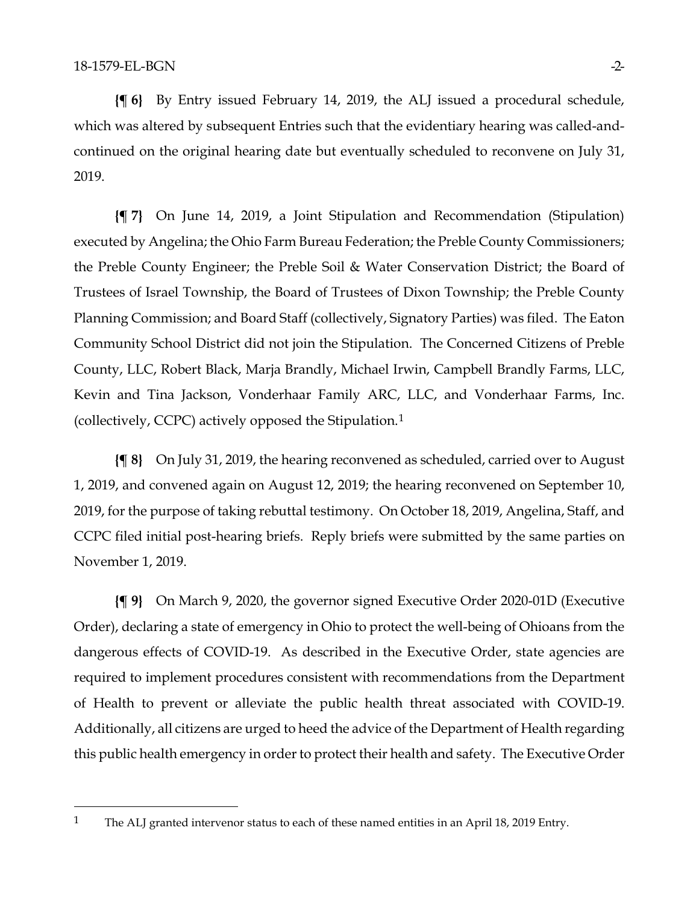**{¶ 6}** By Entry issued February 14, 2019, the ALJ issued a procedural schedule, which was altered by subsequent Entries such that the evidentiary hearing was called-and-continued on the original hearing date but eventually scheduled to reconvene on July 31, 2019.

**{¶ 7}** On June 14, 2019, a Joint Stipulation and Recommendation (Stipulation) executed by Angelina; the Ohio Farm Bureau Federation; the Preble County Commissioners; the Preble County Engineer; the Preble Soil & Water Conservation District; the Board of Trustees of Israel Township, the Board of Trustees of Dixon Township; the Preble County Planning Commission; and Board Staff (collectively, Signatory Parties) was filed. The Eaton Community School District did not join the Stipulation. The Concerned Citizens of Preble County, LLC, Robert Black, Marja Brandly, Michael Irwin, Campbell Brandly Farms, LLC, Kevin and Tina Jackson, Vonderhaar Family ARC, LLC, and Vonderhaar Farms, Inc. (collectively, CCPC) actively opposed the Stipulation.[1]

**{¶ 8}** On July 31, 2019, the hearing reconvened as scheduled, carried over to August 1, 2019, and convened again on August 12, 2019; the hearing reconvened on September 10, 2019, for the purpose of taking rebuttal testimony. On October 18, 2019, Angelina, Staff, and CCPC filed initial post-hearing briefs. Reply briefs were submitted by the same parties on November 1, 2019.

**{¶ 9}** On March 9, 2020, the governor signed Executive Order 2020-01D (Executive Order), declaring a state of emergency in Ohio to protect the well-being of Ohioans from the dangerous effects of COVID-19. As described in the Executive Order, state agencies are required to implement procedures consistent with recommendations from the Department of Health to prevent or alleviate the public health threat associated with COVID-19. Additionally, all citizens are urged to heed the advice of the Department of Health regarding this public health emergency in order to protect their health and safety. The Executive Order

[1] The ALJ granted intervenor status to each of these named entities in an April 18, 2019 Entry.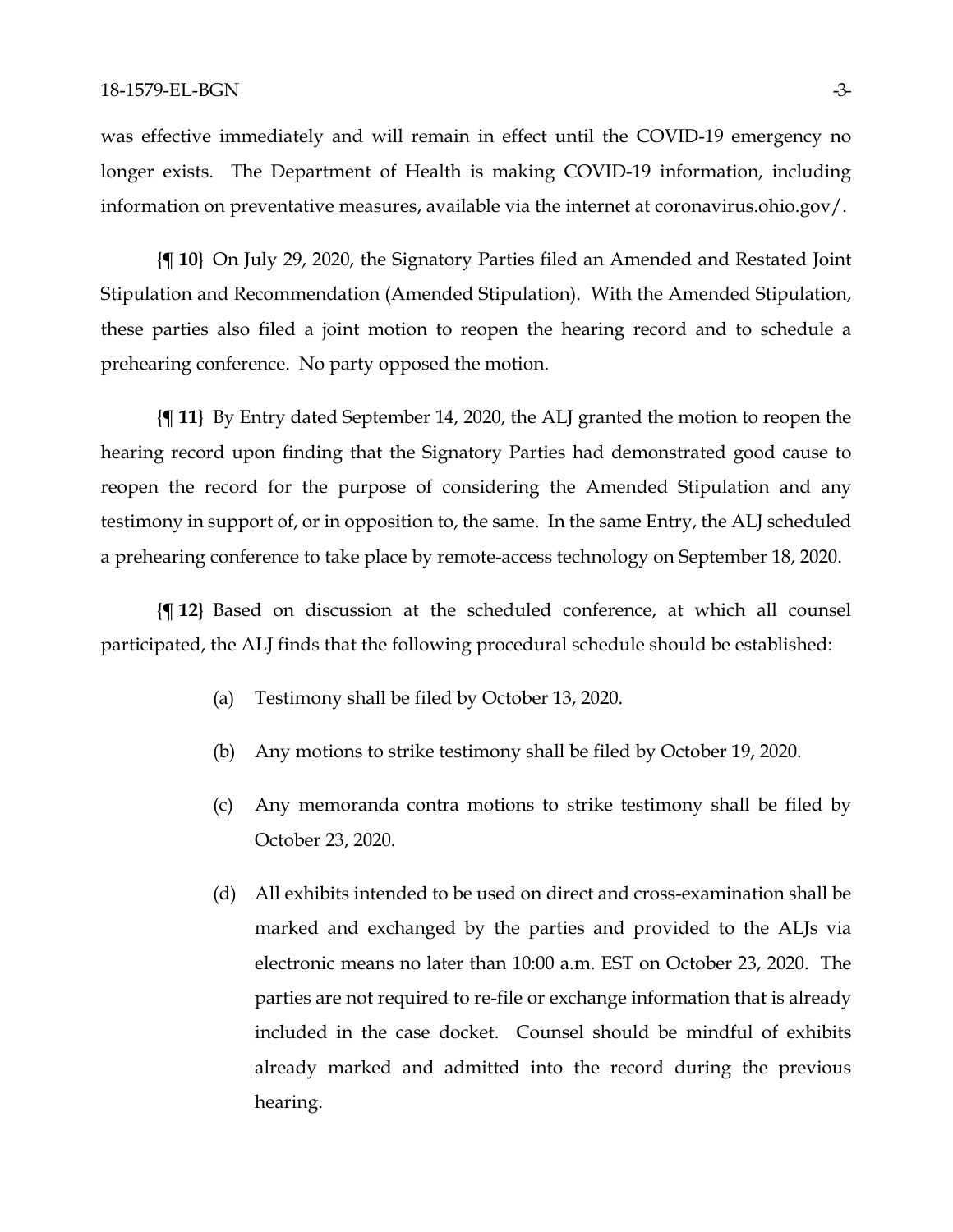was effective immediately and will remain in effect until the COVID-19 emergency no longer exists. The Department of Health is making COVID-19 information, including information on preventative measures, available via the internet at coronavirus.ohio.gov/.

**{¶ 10}** On July 29, 2020, the Signatory Parties filed an Amended and Restated Joint Stipulation and Recommendation (Amended Stipulation). With the Amended Stipulation, these parties also filed a joint motion to reopen the hearing record and to schedule a prehearing conference. No party opposed the motion.

**{¶ 11}** By Entry dated September 14, 2020, the ALJ granted the motion to reopen the hearing record upon finding that the Signatory Parties had demonstrated good cause to reopen the record for the purpose of considering the Amended Stipulation and any testimony in support of, or in opposition to, the same. In the same Entry, the ALJ scheduled a prehearing conference to take place by remote-access technology on September 18, 2020.

**{¶ 12}** Based on discussion at the scheduled conference, at which all counsel participated, the ALJ finds that the following procedural schedule should be established:

(a) Testimony shall be filed by October 13, 2020.

(b) Any motions to strike testimony shall be filed by October 19, 2020.

(c) Any memoranda contra motions to strike testimony shall be filed by October 23, 2020.

(d) All exhibits intended to be used on direct and cross-examination shall be marked and exchanged by the parties and provided to the ALJs via electronic means no later than 10:00 a.m. EST on October 23, 2020. The parties are not required to re-file or exchange information that is already included in the case docket. Counsel should be mindful of exhibits already marked and admitted into the record during the previous hearing.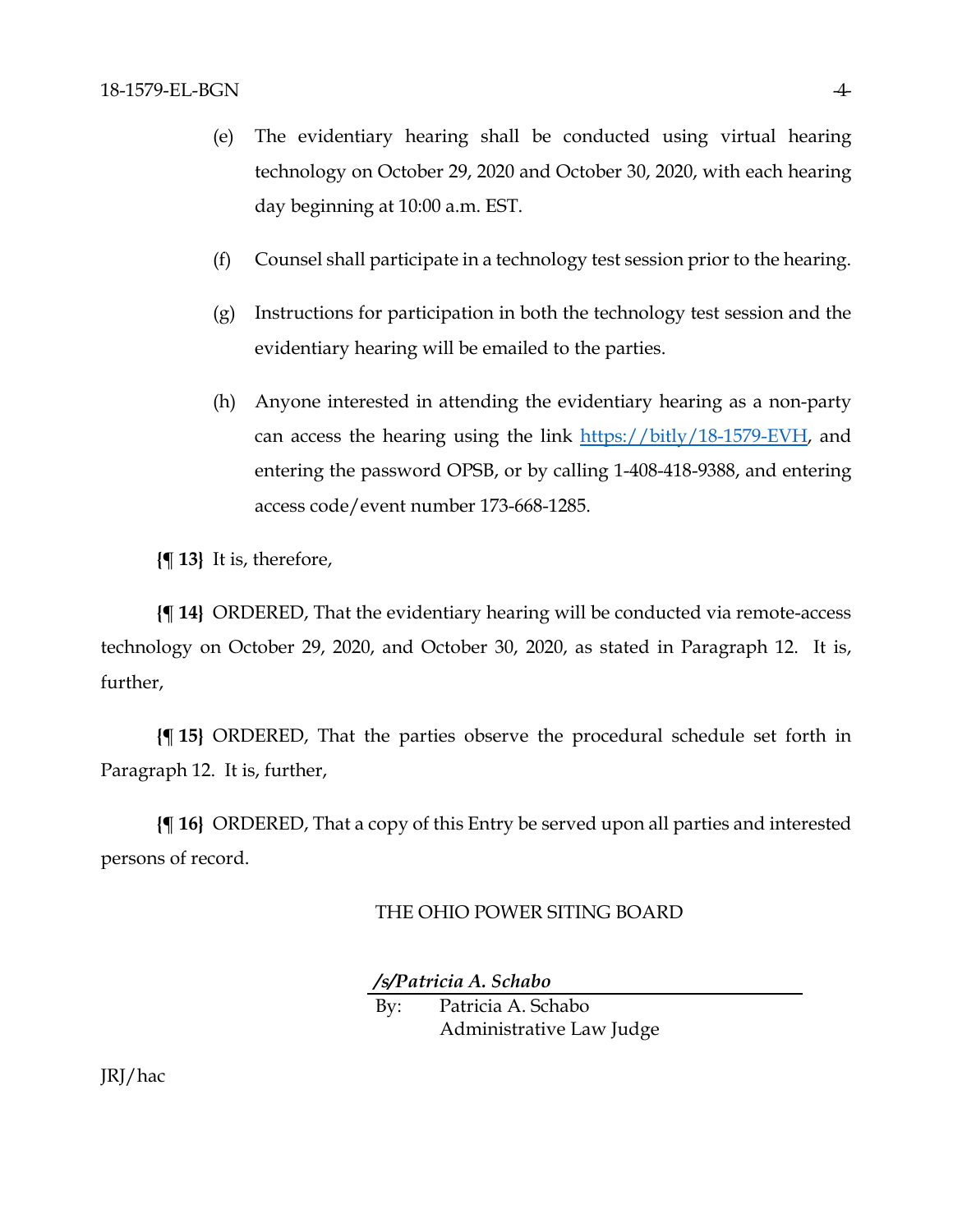(e) The evidentiary hearing shall be conducted using virtual hearing technology on October 29, 2020 and October 30, 2020, with each hearing day beginning at 10:00 a.m. EST.

(f) Counsel shall participate in a technology test session prior to the hearing.

(g) Instructions for participation in both the technology test session and the evidentiary hearing will be emailed to the parties.

(h) Anyone interested in attending the evidentiary hearing as a non-party can access the hearing using the link https://bitly/18-1579-EVH, and entering the password OPSB, or by calling 1-408-418-9388, and entering access code/event number 173-668-1285.

**{¶ 13}** It is, therefore,

**{¶ 14}** ORDERED, That the evidentiary hearing will be conducted via remote-access technology on October 29, 2020, and October 30, 2020, as stated in Paragraph 12. It is, further,

**{¶ 15}** ORDERED, That the parties observe the procedural schedule set forth in Paragraph 12. It is, further,

**{¶ 16}** ORDERED, That a copy of this Entry be served upon all parties and interested persons of record.

THE OHIO POWER SITING BOARD

***/s/Patricia A. Schabo***

By: Patricia A. Schabo
Administrative Law Judge

JRJ/hac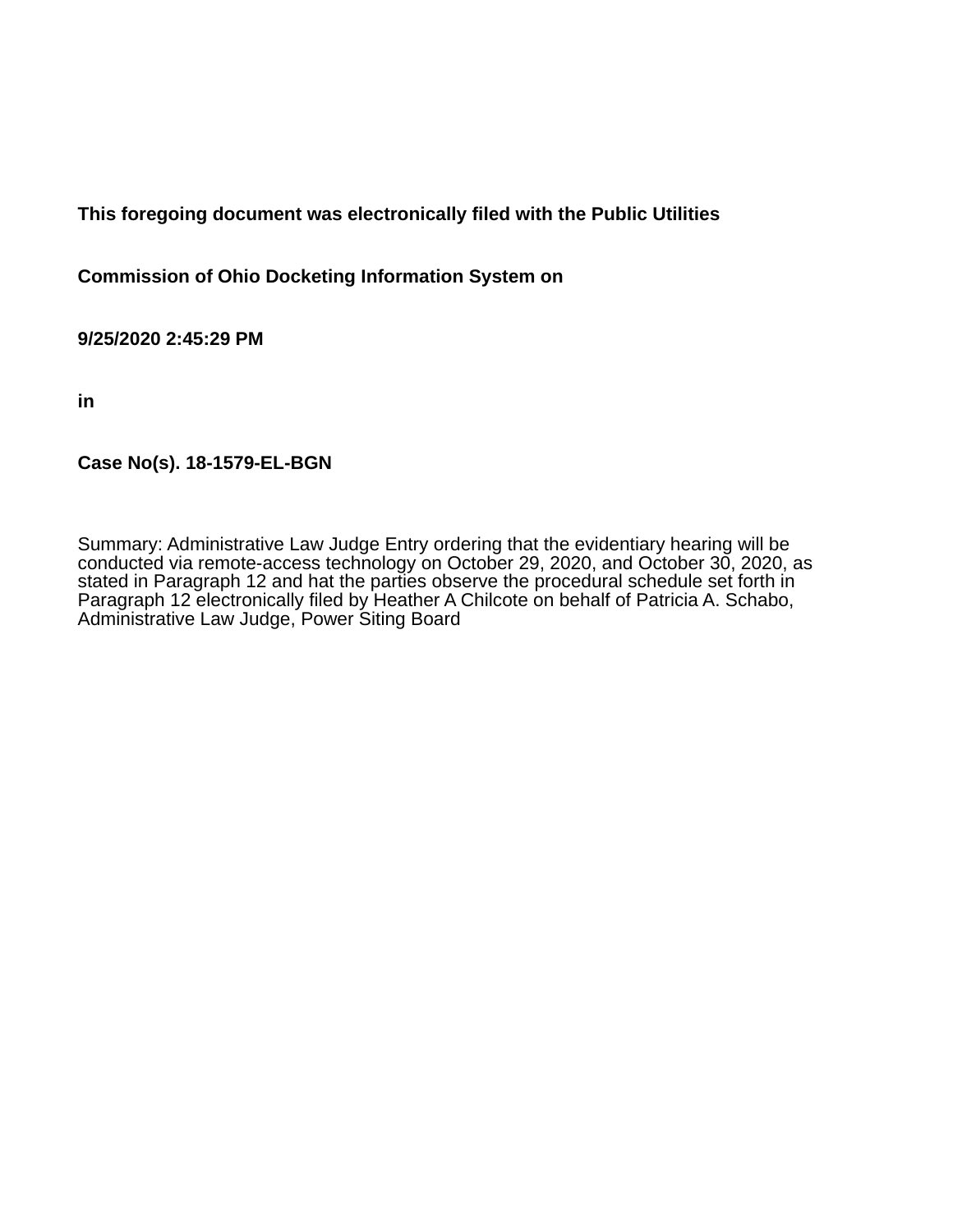**This foregoing document was electronically filed with the Public Utilities**

**Commission of Ohio Docketing Information System on**

**9/25/2020 2:45:29 PM**

**in**

**Case No(s). 18-1579-EL-BGN**

Summary: Administrative Law Judge Entry ordering that the evidentiary hearing will be conducted via remote-access technology on October 29, 2020, and October 30, 2020, as stated in Paragraph 12 and hat the parties observe the procedural schedule set forth in Paragraph 12 electronically filed by Heather A Chilcote on behalf of Patricia A. Schabo, Administrative Law Judge, Power Siting Board